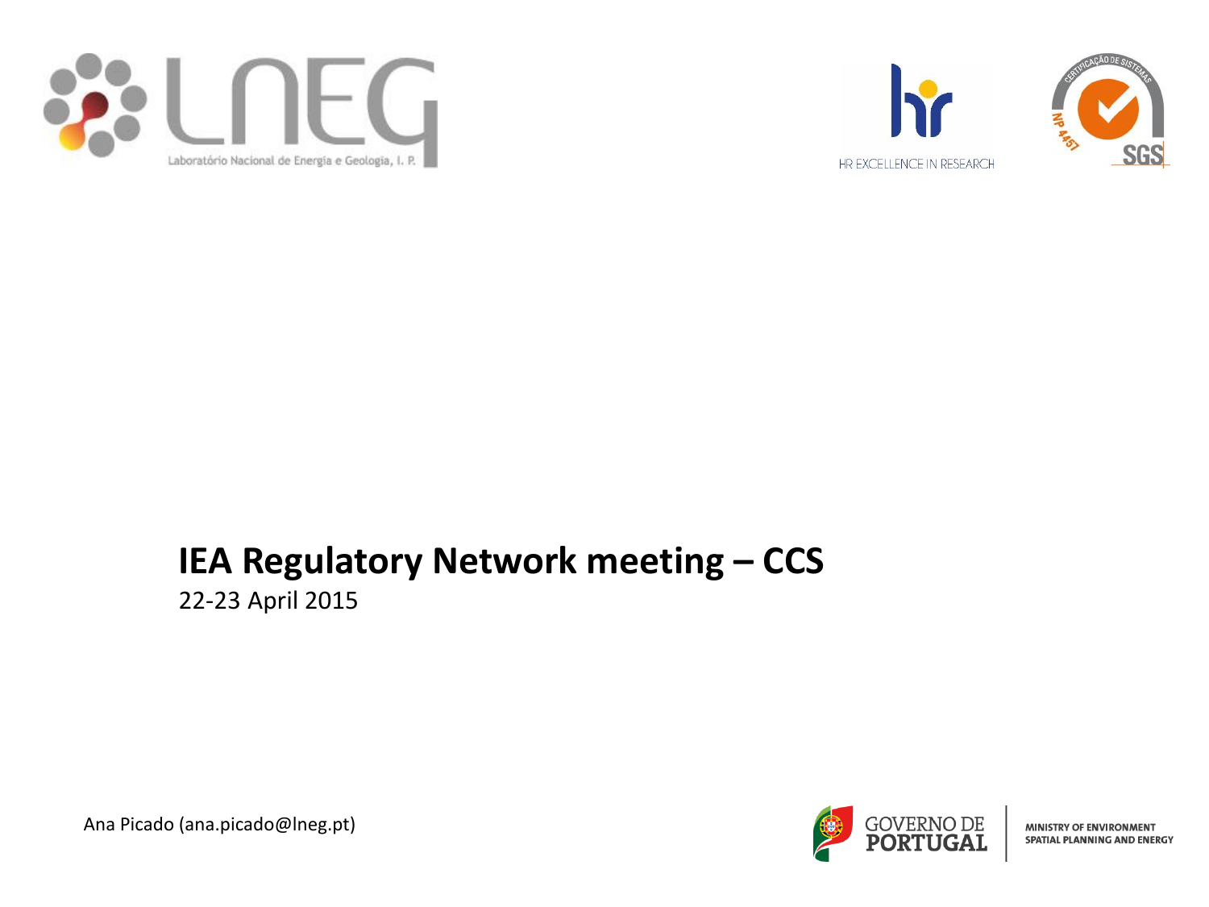# IEA Regulatory Network meeting – CCS

22-23 April 2015

Ana Picado (ana.picado@lneg.pt)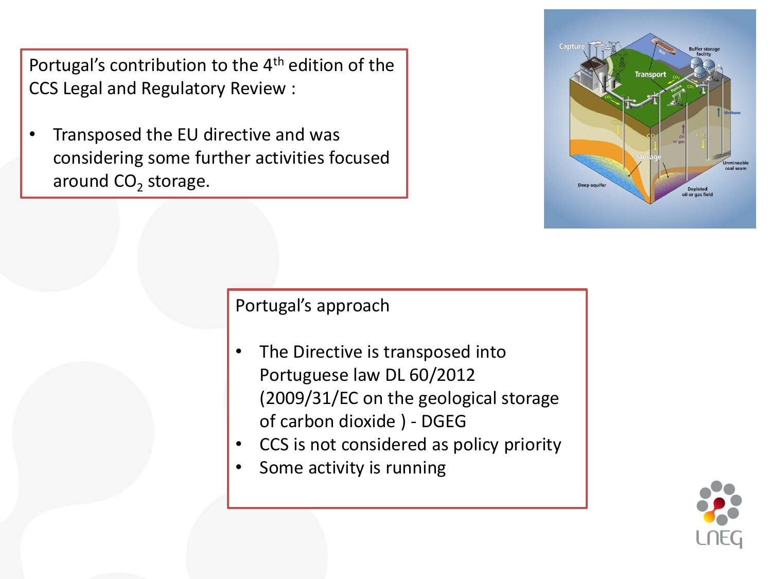Portugal's contribution to the 4th edition of the CCS Legal and Regulatory Review :

- Transposed the EU directive and was considering some further activities focused around $CO_2$ storage.

Portugal's approach

- The Directive is transposed into Portuguese law DL 60/2012 (2009/31/EC on the geological storage of carbon dioxide ) - DGEG
- CCS is not considered as policy priority
- Some activity is running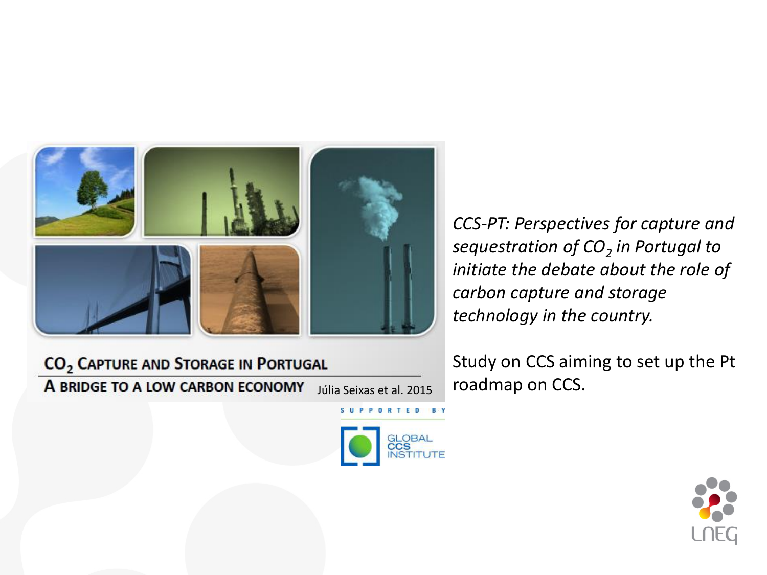**$CO_2$ CAPTURE AND STORAGE IN PORTUGAL**

**A BRIDGE TO A LOW CARBON ECONOMY** Júlia Seixas et al. 2015

SUPPORTED BY

GLOBAL CCS INSTITUTE

*CCS-PT: Perspectives for capture and sequestration of $CO_2$ in Portugal to initiate the debate about the role of carbon capture and storage technology in the country.*

Study on CCS aiming to set up the Pt roadmap on CCS.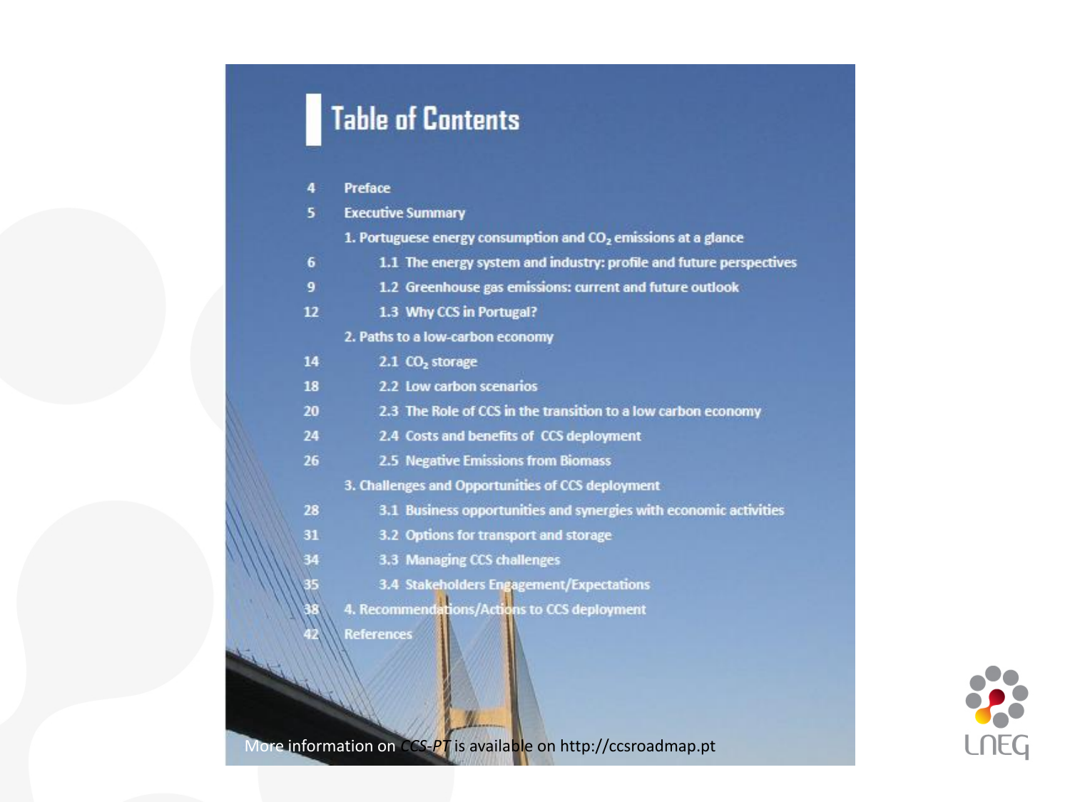# Table of Contents

| | |
|---|---|
| 4 | Preface |
| 5 | Executive Summary |
| | 1. Portuguese energy consumption and $CO_2$ emissions at a glance |
| 6 | 1.1 The energy system and industry: profile and future perspectives |
| 9 | 1.2 Greenhouse gas emissions: current and future outlook |
| 12 | 1.3 Why CCS in Portugal? |
| | 2. Paths to a low-carbon economy |
| 14 | 2.1 $CO_2$ storage |
| 18 | 2.2 Low carbon scenarios |
| 20 | 2.3 The Role of CCS in the transition to a low carbon economy |
| 24 | 2.4 Costs and benefits of CCS deployment |
| 26 | 2.5 Negative Emissions from Biomass |
| | 3. Challenges and Opportunities of CCS deployment |
| 28 | 3.1 Business opportunities and synergies with economic activities |
| 31 | 3.2 Options for transport and storage |
| 34 | 3.3 Managing CCS challenges |
| 35 | 3.4 Stakeholders Engagement/Expectations |
| 38 | 4. Recommendations/Actions to CCS deployment |
| 42 | References |

More information on *CCS-PT* is available on http://ccsroadmap.pt

LNEG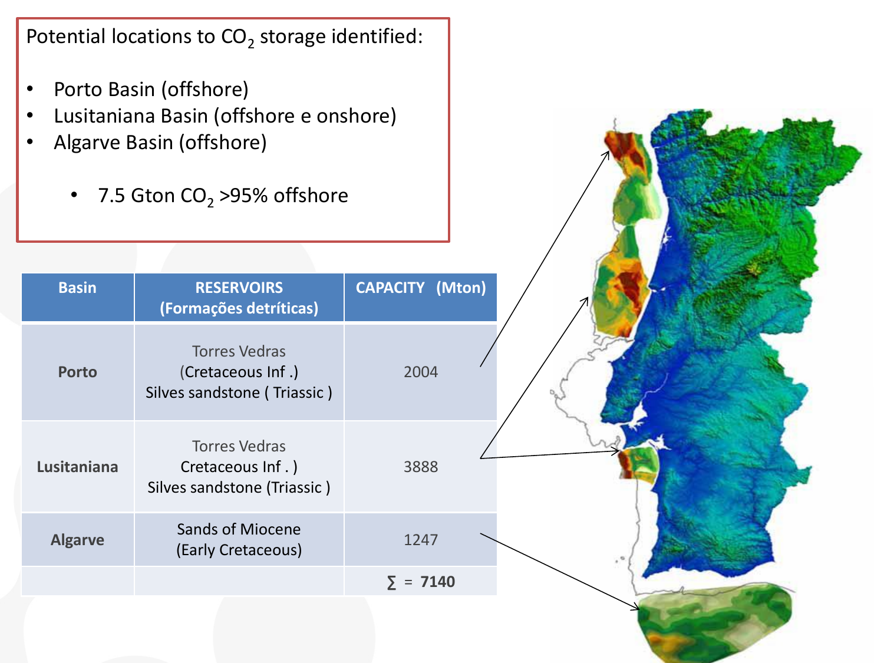Potential locations to $CO_2$ storage identified:

- Porto Basin (offshore)
- Lusitaniana Basin (offshore e onshore)
- Algarve Basin (offshore)
  - 7.5 Gton $CO_2$ >95% offshore

| Basin | RESERVOIRS (Formações detríticas) | CAPACITY (Mton) |
|---|---|---|
| **Porto** | Torres Vedras (Cretaceous Inf .) Silves sandstone ( Triassic ) | 2004 |
| **Lusitaniana** | Torres Vedras Cretaceous Inf . ) Silves sandstone (Triassic ) | 3888 |
| **Algarve** | Sands of Miocene (Early Cretaceous) | 1247 |
| | | ∑ = **7140** |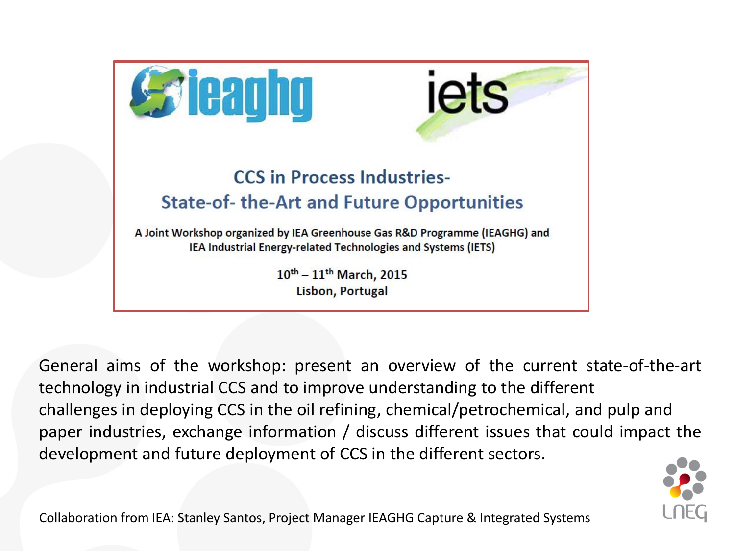ieaghg iets

## CCS in Process Industries- State-of- the-Art and Future Opportunities

**A Joint Workshop organized by IEA Greenhouse Gas R&D Programme (IEAGHG) and IEA Industrial Energy-related Technologies and Systems (IETS)**

**10th – 11th March, 2015**
**Lisbon, Portugal**

General aims of the workshop: present an overview of the current state-of-the-art technology in industrial CCS and to improve understanding to the different challenges in deploying CCS in the oil refining, chemical/petrochemical, and pulp and paper industries, exchange information / discuss different issues that could impact the development and future deployment of CCS in the different sectors.

Collaboration from IEA: Stanley Santos, Project Manager IEAGHG Capture & Integrated Systems

LNEG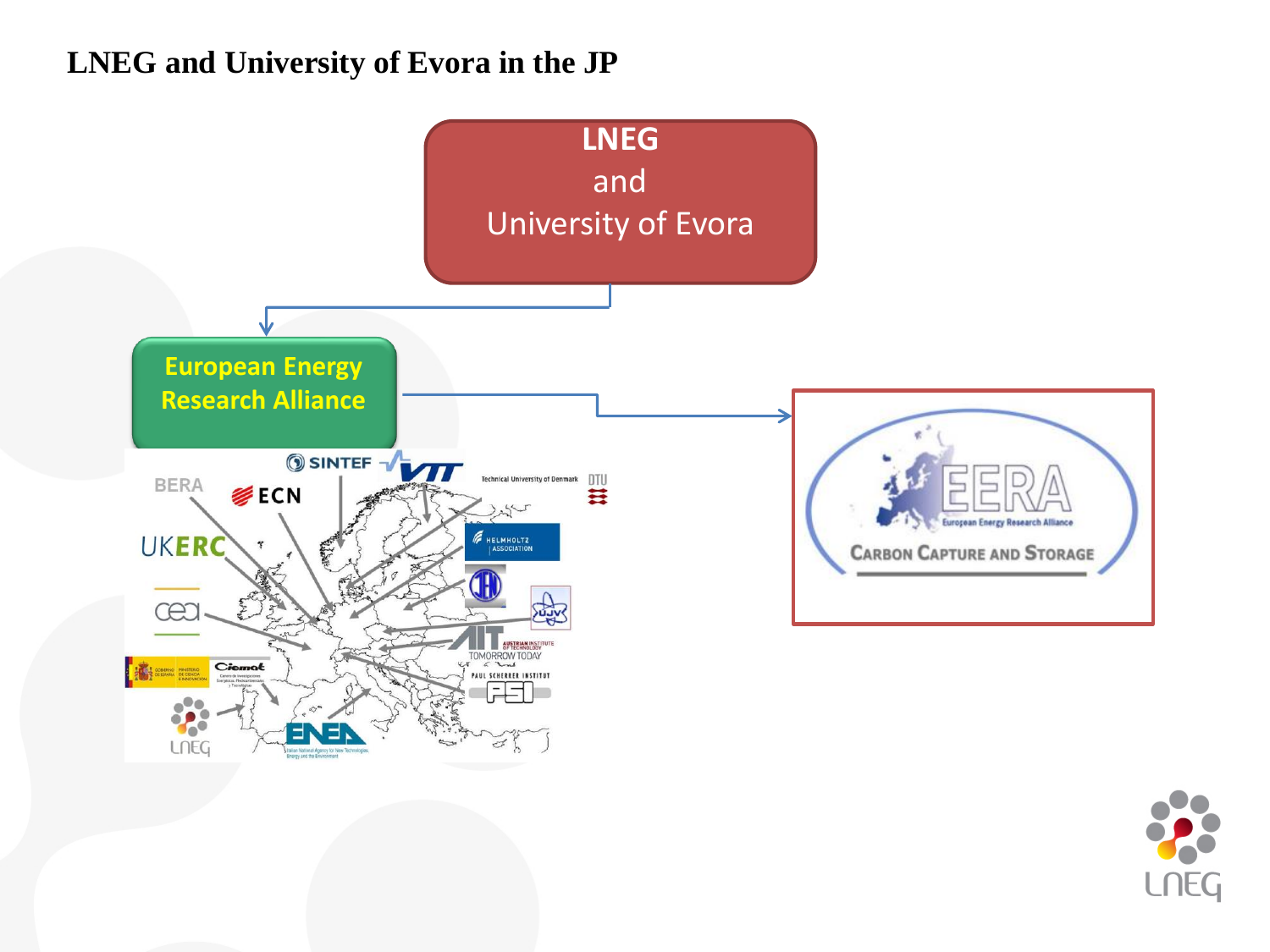# LNEG and University of Evora in the JP

**LNEG**
and
University of Evora

European Energy Research Alliance

EERA — European Energy Research Alliance

CARBON CAPTURE AND STORAGE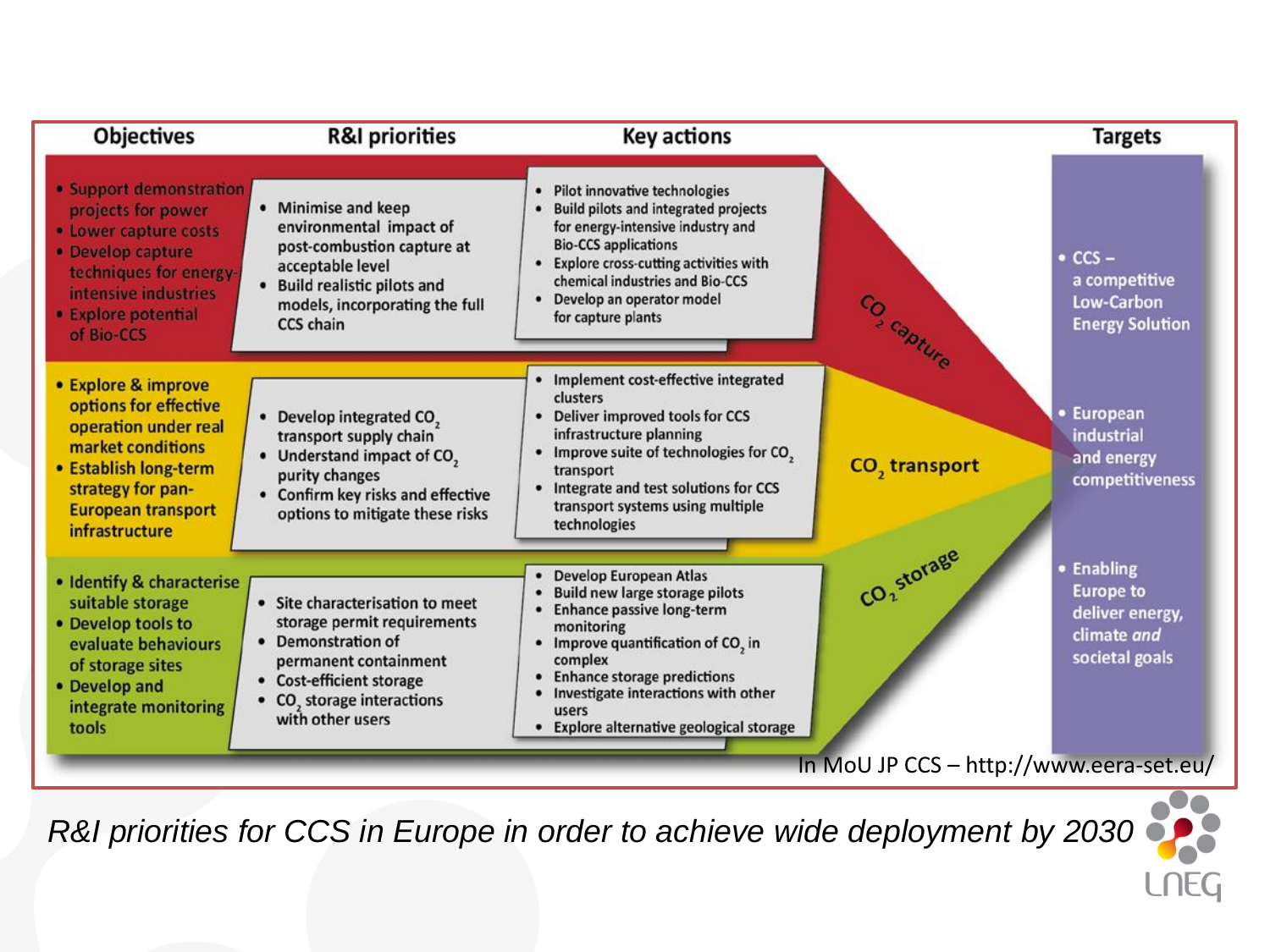| Objectives | R&I priorities | Key actions | | Targets |
| --- | --- | --- | --- | --- |
| • Support demonstration projects for power<br>• Lower capture costs<br>• Develop capture techniques for energy-intensive industries<br>• Explore potential of Bio-CCS | • Minimise and keep environmental impact of post-combustion capture at acceptable level<br>• Build realistic pilots and models, incorporating the full CCS chain | • Pilot innovative technologies<br>• Build pilots and integrated projects for energy-intensive industry and Bio-CCS applications<br>• Explore cross-cutting activities with chemical industries and Bio-CCS<br>• Develop an operator model for capture plants | $CO_2$ capture | • CCS – a competitive Low-Carbon Energy Solution |
| • Explore & improve options for effective operation under real market conditions<br>• Establish long-term strategy for pan-European transport infrastructure | • Develop integrated $CO_2$ transport supply chain<br>• Understand impact of $CO_2$ purity changes<br>• Confirm key risks and effective options to mitigate these risks | • Implement cost-effective integrated clusters<br>• Deliver improved tools for CCS infrastructure planning<br>• Improve suite of technologies for $CO_2$ transport<br>• Integrate and test solutions for CCS transport systems using multiple technologies | $CO_2$ transport | • European industrial and energy competitiveness |
| • Identify & characterise suitable storage<br>• Develop tools to evaluate behaviours of storage sites<br>• Develop and integrate monitoring tools | • Site characterisation to meet storage permit requirements<br>• Demonstration of permanent containment<br>• Cost-efficient storage<br>• $CO_2$ storage interactions with other users | • Develop European Atlas<br>• Build new large storage pilots<br>• Enhance passive long-term monitoring<br>• Improve quantification of $CO_2$ in complex<br>• Enhance storage predictions<br>• Investigate interactions with other users<br>• Explore alternative geological storage | $CO_2$ storage | • Enabling Europe to deliver energy, climate *and* societal goals |

In MoU JP CCS – http://www.eera-set.eu/

*R&I priorities for CCS in Europe in order to achieve wide deployment by 2030*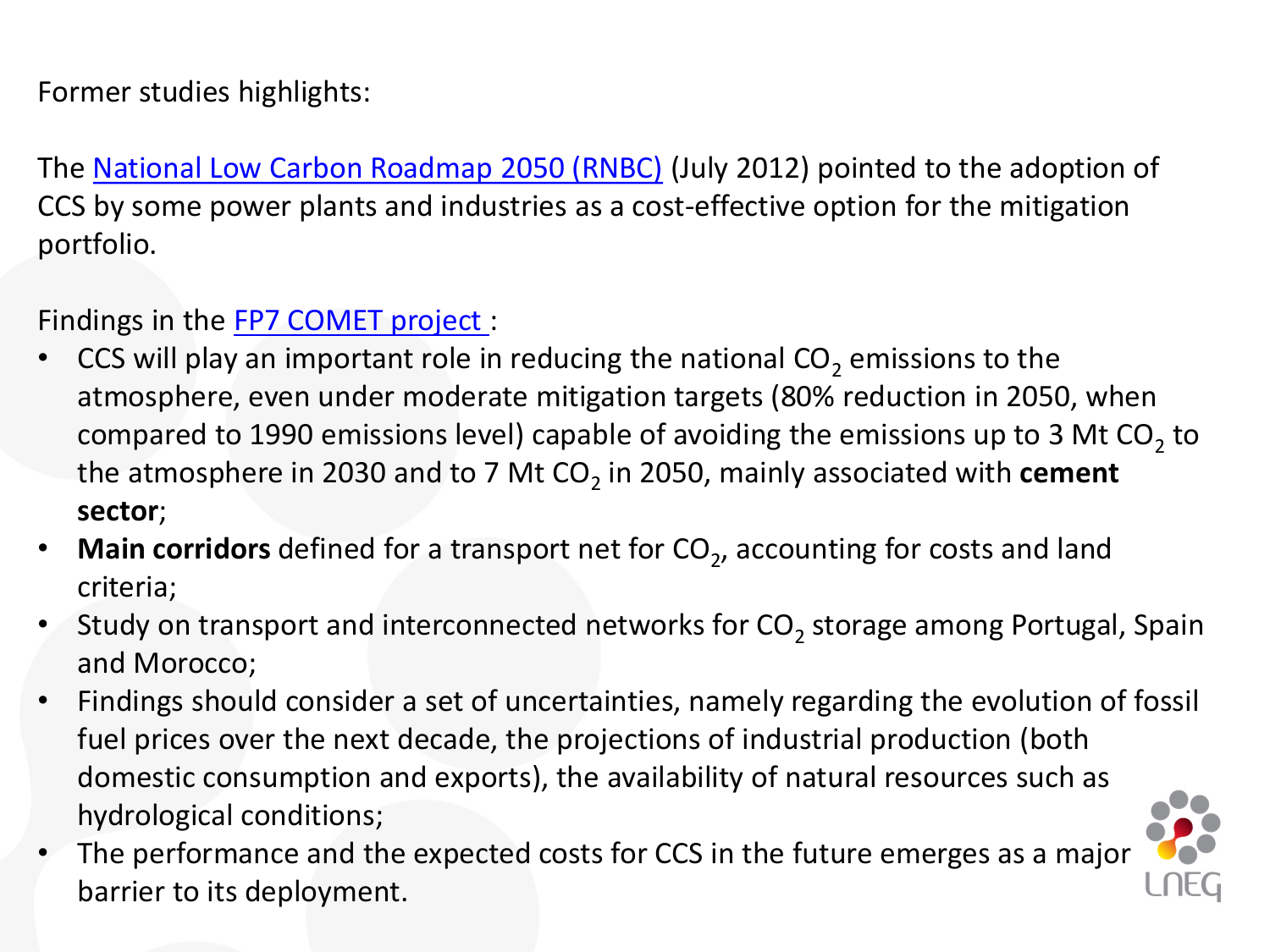Former studies highlights:

The National Low Carbon Roadmap 2050 (RNBC) (July 2012) pointed to the adoption of CCS by some power plants and industries as a cost-effective option for the mitigation portfolio.

Findings in the FP7 COMET project :

- CCS will play an important role in reducing the national $CO_2$ emissions to the atmosphere, even under moderate mitigation targets (80% reduction in 2050, when compared to 1990 emissions level) capable of avoiding the emissions up to 3 Mt $CO_2$ to the atmosphere in 2030 and to 7 Mt $CO_2$ in 2050, mainly associated with **cement sector**;
- **Main corridors** defined for a transport net for $CO_2$, accounting for costs and land criteria;
- Study on transport and interconnected networks for $CO_2$ storage among Portugal, Spain and Morocco;
- Findings should consider a set of uncertainties, namely regarding the evolution of fossil fuel prices over the next decade, the projections of industrial production (both domestic consumption and exports), the availability of natural resources such as hydrological conditions;
- The performance and the expected costs for CCS in the future emerges as a major barrier to its deployment.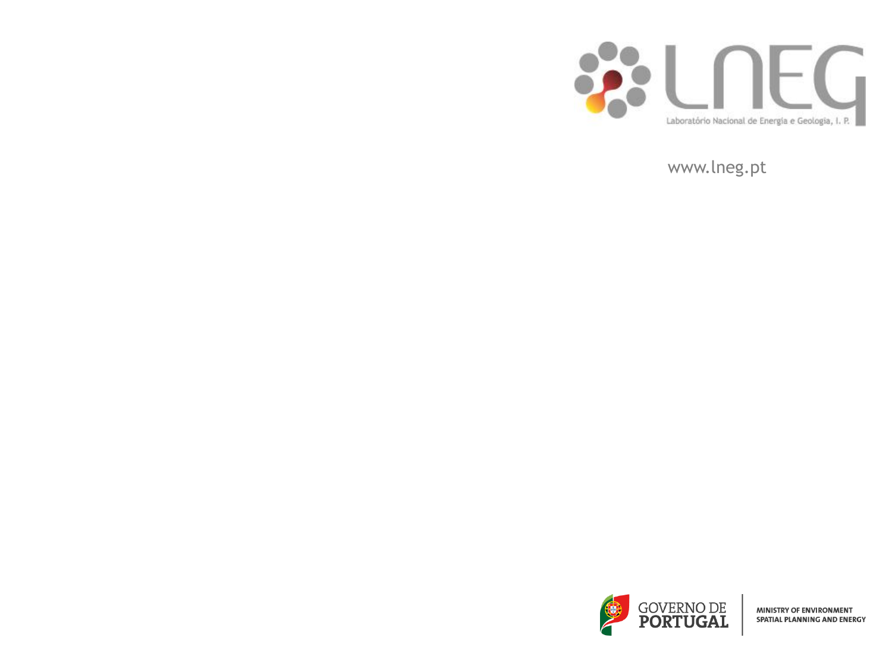LNEG

Laboratório Nacional de Energia e Geologia, I. P.

www.lneg.pt

GOVERNO DE PORTUGAL

MINISTRY OF ENVIRONMENT
SPATIAL PLANNING AND ENERGY